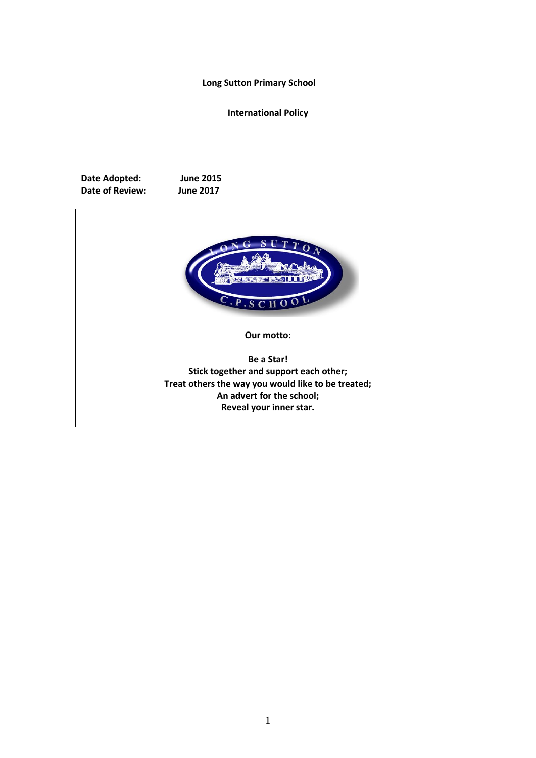**Long Sutton Primary School**

**International Policy**

**Date Adopted:** **June 2015**
**Date of Review:** **June 2017**

**Our motto:**

**Be a Star!**
**Stick together and support each other;**
**Treat others the way you would like to be treated;**
**An advert for the school;**
**Reveal your inner star.**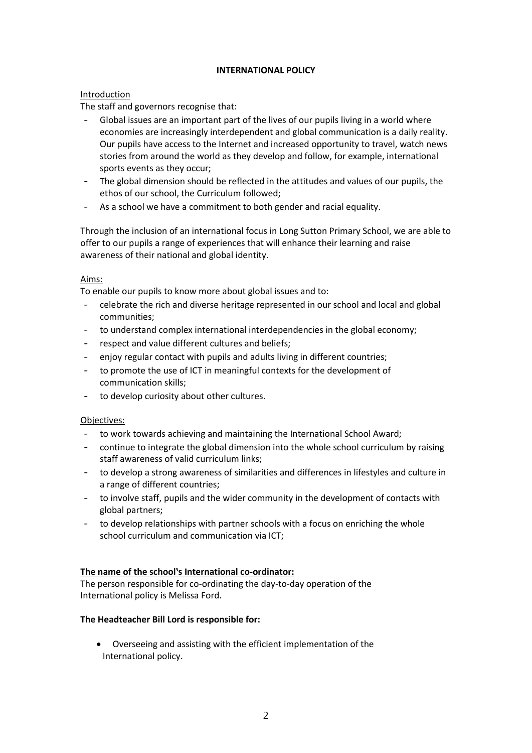**INTERNATIONAL POLICY**

Introduction

The staff and governors recognise that:

- Global issues are an important part of the lives of our pupils living in a world where economies are increasingly interdependent and global communication is a daily reality. Our pupils have access to the Internet and increased opportunity to travel, watch news stories from around the world as they develop and follow, for example, international sports events as they occur;
- The global dimension should be reflected in the attitudes and values of our pupils, the ethos of our school, the Curriculum followed;
- As a school we have a commitment to both gender and racial equality.

Through the inclusion of an international focus in Long Sutton Primary School, we are able to offer to our pupils a range of experiences that will enhance their learning and raise awareness of their national and global identity.

Aims:

To enable our pupils to know more about global issues and to:

- celebrate the rich and diverse heritage represented in our school and local and global communities;
- to understand complex international interdependencies in the global economy;
- respect and value different cultures and beliefs;
- enjoy regular contact with pupils and adults living in different countries;
- to promote the use of ICT in meaningful contexts for the development of communication skills;
- to develop curiosity about other cultures.

Objectives:

- to work towards achieving and maintaining the International School Award;
- continue to integrate the global dimension into the whole school curriculum by raising staff awareness of valid curriculum links;
- to develop a strong awareness of similarities and differences in lifestyles and culture in a range of different countries;
- to involve staff, pupils and the wider community in the development of contacts with global partners;
- to develop relationships with partner schools with a focus on enriching the whole school curriculum and communication via ICT;

**The name of the school's International co-ordinator:**

The person responsible for co-ordinating the day-to-day operation of the International policy is Melissa Ford.

**The Headteacher Bill Lord is responsible for:**

- Overseeing and assisting with the efficient implementation of the International policy.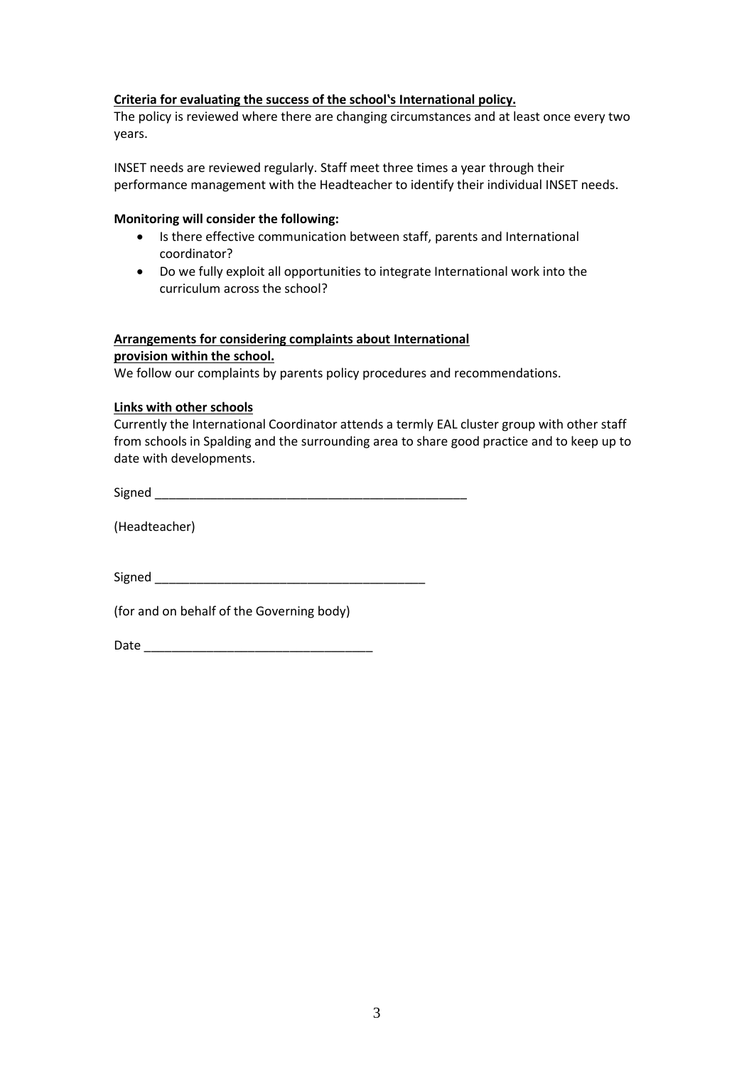**<u>Criteria for evaluating the success of the school's International policy.</u>**

The policy is reviewed where there are changing circumstances and at least once every two years.

INSET needs are reviewed regularly. Staff meet three times a year through their performance management with the Headteacher to identify their individual INSET needs.

**Monitoring will consider the following:**

- Is there effective communication between staff, parents and International coordinator?
- Do we fully exploit all opportunities to integrate International work into the curriculum across the school?

**<u>Arrangements for considering complaints about International provision within the school.</u>**

We follow our complaints by parents policy procedures and recommendations.

**<u>Links with other schools</u>**

Currently the International Coordinator attends a termly EAL cluster group with other staff from schools in Spalding and the surrounding area to share good practice and to keep up to date with developments.

Signed _______________________________________________

(Headteacher)

Signed ________________________________________

(for and on behalf of the Governing body)

Date _________________________________